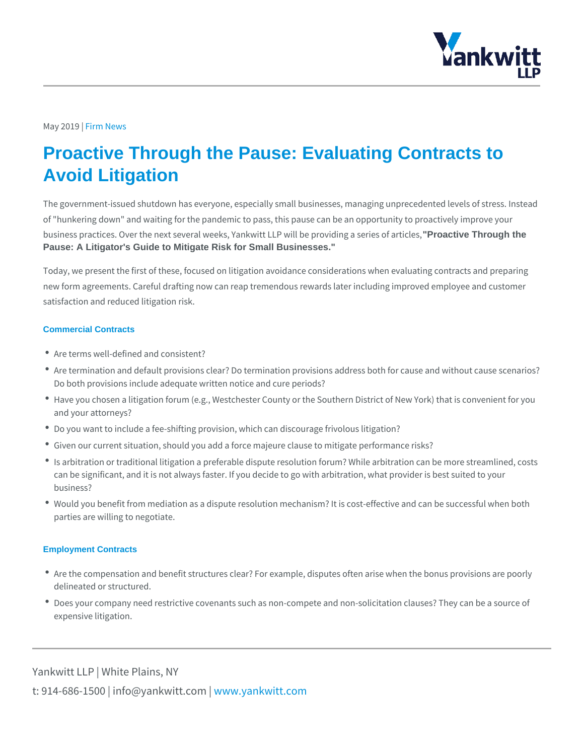May 2019 | Firm News

# Proactive Through the Pause: Evaluating Contracts to Avoid Litigation

The government-issued shutdown has everyone, especially small businesses, managing unprecedented levels of stress. Instead of "hunkering down" and waiting for the pandemic to pass, this pause can be an opportunity to proactively improve your business practices. Over the next several weeks, Yankwitt LLP will be providing a series of articles, **"Proactive Through the Pause: A Litigator's Guide to Mitigate Risk for Small Businesses."**

Today, we present the first of these, focused on litigation avoidance considerations when evaluating contracts and preparing new form agreements. Careful drafting now can reap tremendous rewards later including improved employee and customer satisfaction and reduced litigation risk.

### Commercial Contracts

- Are terms well-defined and consistent?
- Are termination and default provisions clear? Do termination provisions address both for cause and without cause scenarios? Do both provisions include adequate written notice and cure periods?
- Have you chosen a litigation forum (e.g., Westchester County or the Southern District of New York) that is convenient for you and your attorneys?
- Do you want to include a fee-shifting provision, which can discourage frivolous litigation?
- Given our current situation, should you add a force majeure clause to mitigate performance risks?
- Is arbitration or traditional litigation a preferable dispute resolution forum? While arbitration can be more streamlined, costs can be significant, and it is not always faster. If you decide to go with arbitration, what provider is best suited to your business?
- Would you benefit from mediation as a dispute resolution mechanism? It is cost-effective and can be successful when both parties are willing to negotiate.

### Employment Contracts

- Are the compensation and benefit structures clear? For example, disputes often arise when the bonus provisions are poorly delineated or structured.
- Does your company need restrictive covenants such as non-compete and non-solicitation clauses? They can be a source of expensive litigation.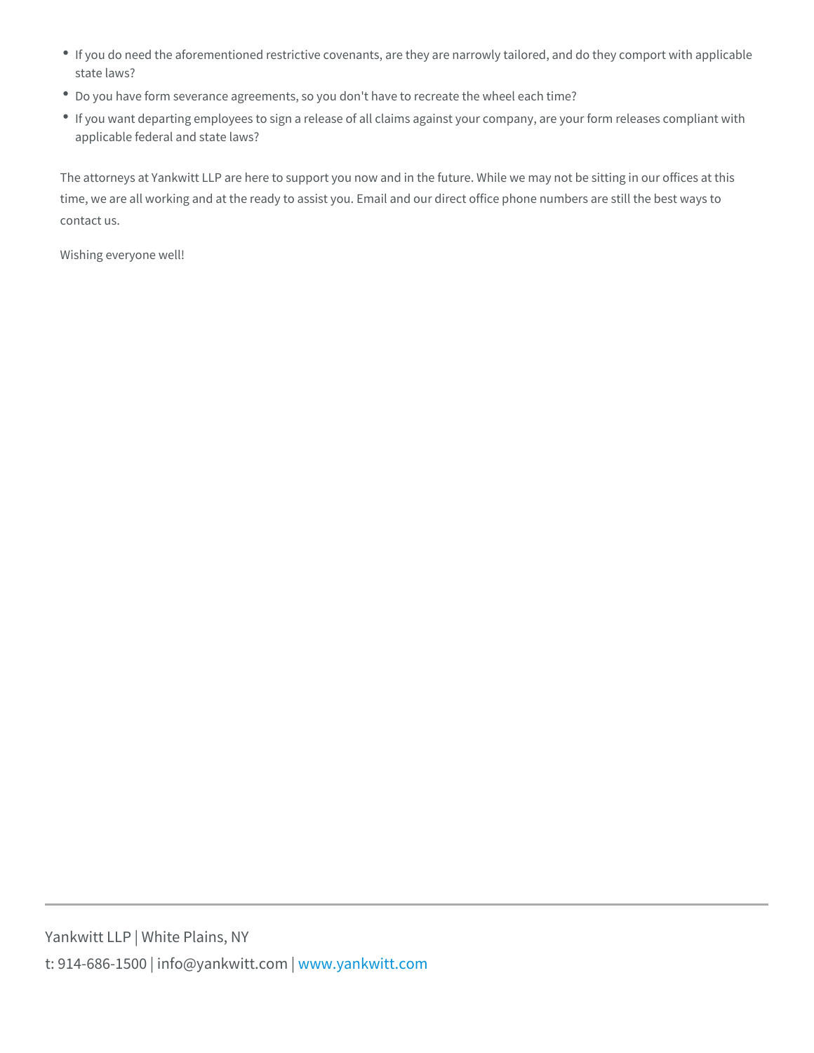- If you do need the aforementioned restrictive covenants, are they are narrowly tailored, and do they comport with applicable state laws?
- Do you have form severance agreements, so you don't have to recreate the wheel each time?
- If you want departing employees to sign a release of all claims against your company, are your form releases compliant with applicable federal and state laws?

The attorneys at Yankwitt LLP are here to support you now and in the future. While we may not be sitting in our offices at this time, we are all working and at the ready to assist you. Email and our direct office phone numbers are still the best ways to contact us.

Wishing everyone well!

---

Yankwitt LLP | White Plains, NY

t: 914-686-1500 | info@yankwitt.com | www.yankwitt.com